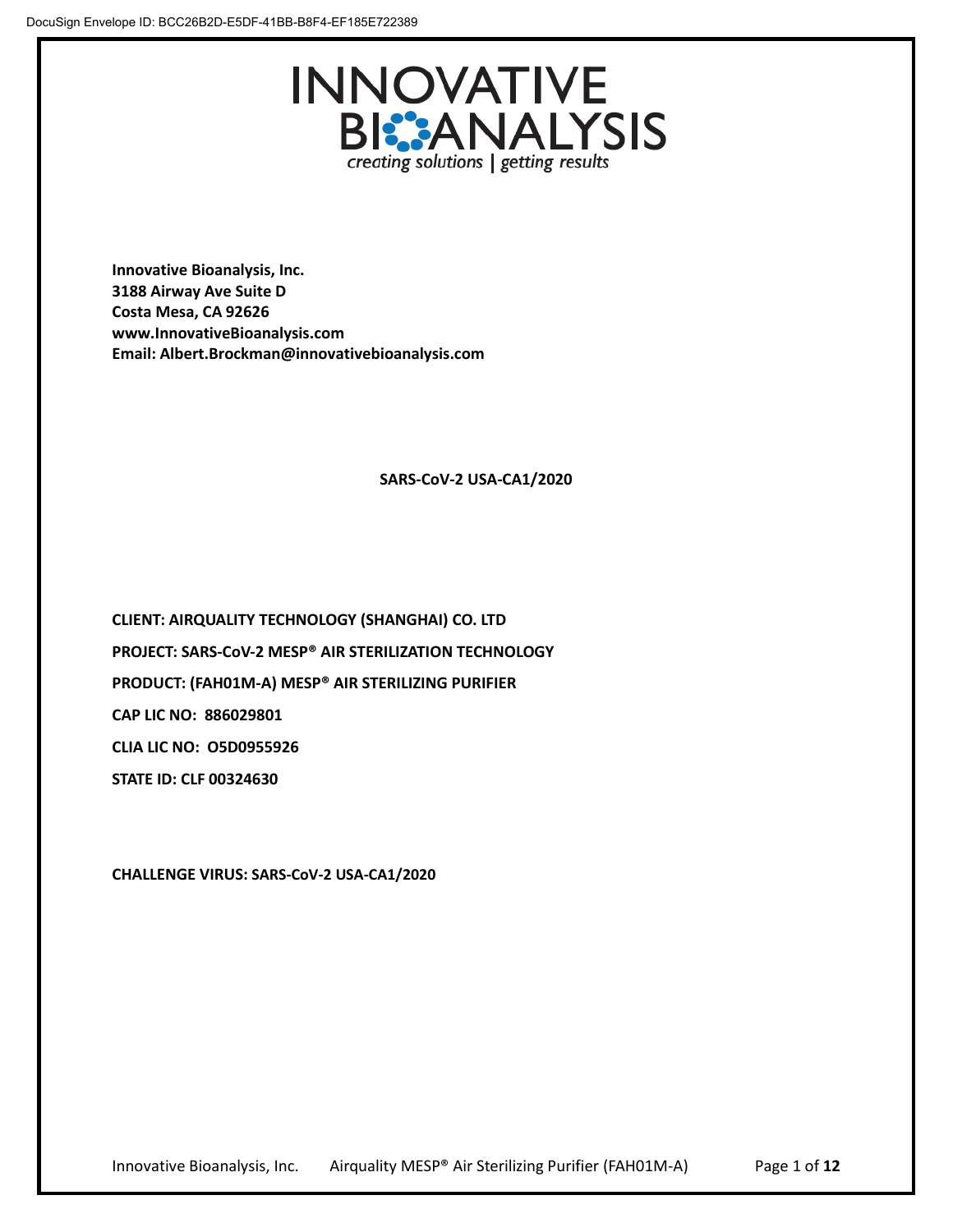# INNOVATIVE BIOANALYSIS

*creating solutions | getting results*

**Innovative Bioanalysis, Inc.**
**3188 Airway Ave Suite D**
**Costa Mesa, CA 92626**
**www.InnovativeBioanalysis.com**
**Email: Albert.Brockman@innovativebioanalysis.com**

**SARS-CoV-2 USA-CA1/2020**

**CLIENT: AIRQUALITY TECHNOLOGY (SHANGHAI) CO. LTD**

**PROJECT: SARS-CoV-2 MESP® AIR STERILIZATION TECHNOLOGY**

**PRODUCT: (FAH01M-A) MESP® AIR STERILIZING PURIFIER**

**CAP LIC NO: 886029801**

**CLIA LIC NO: O5D0955926**

**STATE ID: CLF 00324630**

**CHALLENGE VIRUS: SARS-CoV-2 USA-CA1/2020**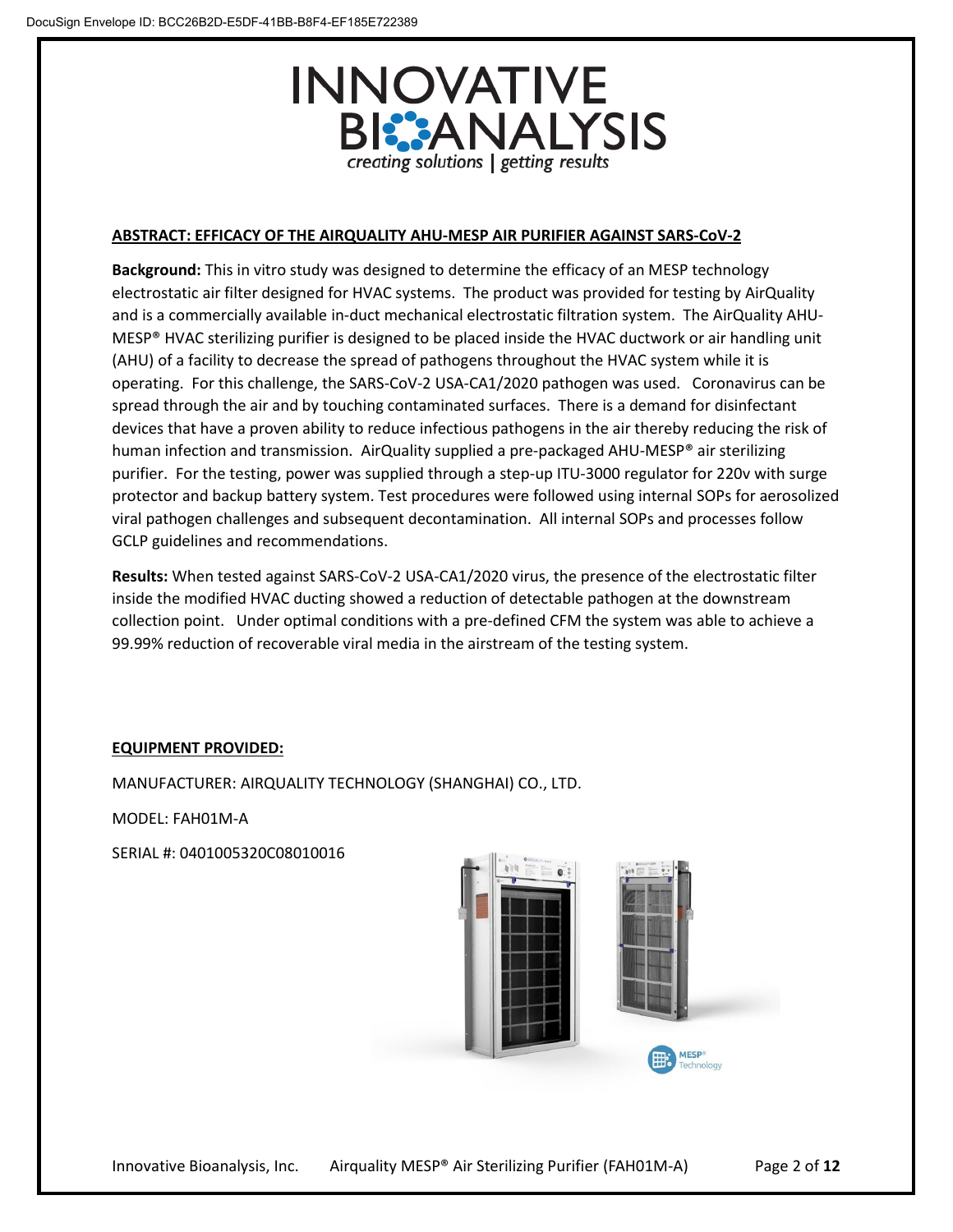## ABSTRACT: EFFICACY OF THE AIRQUALITY AHU-MESP AIR PURIFIER AGAINST SARS-CoV-2

**Background:** This in vitro study was designed to determine the efficacy of an MESP technology electrostatic air filter designed for HVAC systems. The product was provided for testing by AirQuality and is a commercially available in-duct mechanical electrostatic filtration system. The AirQuality AHU-MESP® HVAC sterilizing purifier is designed to be placed inside the HVAC ductwork or air handling unit (AHU) of a facility to decrease the spread of pathogens throughout the HVAC system while it is operating. For this challenge, the SARS-CoV-2 USA-CA1/2020 pathogen was used. Coronavirus can be spread through the air and by touching contaminated surfaces. There is a demand for disinfectant devices that have a proven ability to reduce infectious pathogens in the air thereby reducing the risk of human infection and transmission. AirQuality supplied a pre-packaged AHU-MESP® air sterilizing purifier. For the testing, power was supplied through a step-up ITU-3000 regulator for 220v with surge protector and backup battery system. Test procedures were followed using internal SOPs for aerosolized viral pathogen challenges and subsequent decontamination. All internal SOPs and processes follow GCLP guidelines and recommendations.

**Results:** When tested against SARS-CoV-2 USA-CA1/2020 virus, the presence of the electrostatic filter inside the modified HVAC ducting showed a reduction of detectable pathogen at the downstream collection point. Under optimal conditions with a pre-defined CFM the system was able to achieve a 99.99% reduction of recoverable viral media in the airstream of the testing system.

## EQUIPMENT PROVIDED:

MANUFACTURER: AIRQUALITY TECHNOLOGY (SHANGHAI) CO., LTD.

MODEL: FAH01M-A

SERIAL #: 0401005320C08010016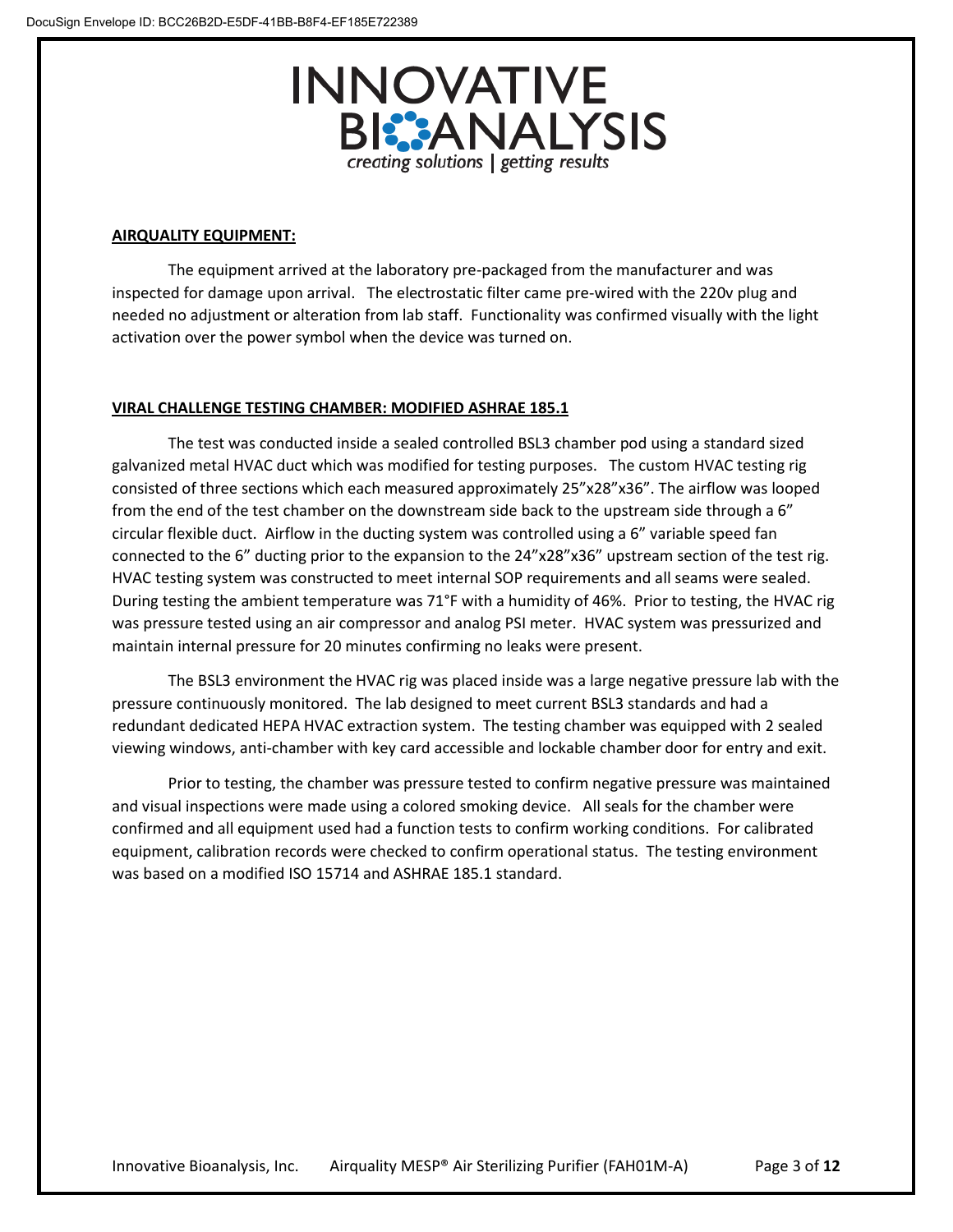**AIRQUALITY EQUIPMENT:**

The equipment arrived at the laboratory pre-packaged from the manufacturer and was inspected for damage upon arrival. The electrostatic filter came pre-wired with the 220v plug and needed no adjustment or alteration from lab staff. Functionality was confirmed visually with the light activation over the power symbol when the device was turned on.

**VIRAL CHALLENGE TESTING CHAMBER: MODIFIED ASHRAE 185.1**

The test was conducted inside a sealed controlled BSL3 chamber pod using a standard sized galvanized metal HVAC duct which was modified for testing purposes. The custom HVAC testing rig consisted of three sections which each measured approximately 25"x28"x36". The airflow was looped from the end of the test chamber on the downstream side back to the upstream side through a 6" circular flexible duct. Airflow in the ducting system was controlled using a 6" variable speed fan connected to the 6" ducting prior to the expansion to the 24"x28"x36" upstream section of the test rig. HVAC testing system was constructed to meet internal SOP requirements and all seams were sealed. During testing the ambient temperature was 71°F with a humidity of 46%. Prior to testing, the HVAC rig was pressure tested using an air compressor and analog PSI meter. HVAC system was pressurized and maintain internal pressure for 20 minutes confirming no leaks were present.

The BSL3 environment the HVAC rig was placed inside was a large negative pressure lab with the pressure continuously monitored. The lab designed to meet current BSL3 standards and had a redundant dedicated HEPA HVAC extraction system. The testing chamber was equipped with 2 sealed viewing windows, anti-chamber with key card accessible and lockable chamber door for entry and exit.

Prior to testing, the chamber was pressure tested to confirm negative pressure was maintained and visual inspections were made using a colored smoking device. All seals for the chamber were confirmed and all equipment used had a function tests to confirm working conditions. For calibrated equipment, calibration records were checked to confirm operational status. The testing environment was based on a modified ISO 15714 and ASHRAE 185.1 standard.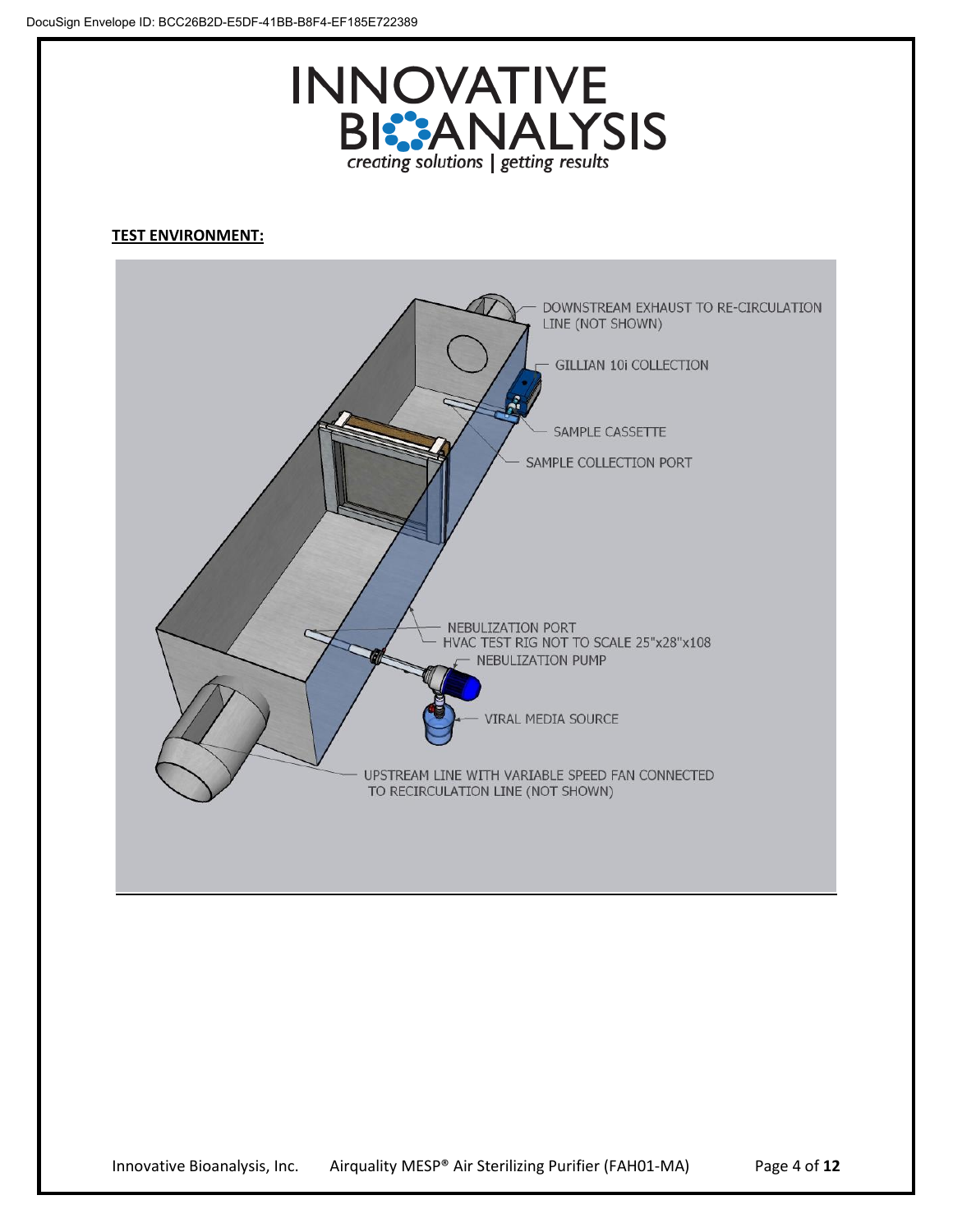**TEST ENVIRONMENT:**

- DOWNSTREAM EXHAUST TO RE-CIRCULATION LINE (NOT SHOWN)
- GILLIAN 10i COLLECTION
- SAMPLE CASSETTE
- SAMPLE COLLECTION PORT
- NEBULIZATION PORT
- HVAC TEST RIG NOT TO SCALE 25"x28"x108
- NEBULIZATION PUMP
- VIRAL MEDIA SOURCE
- UPSTREAM LINE WITH VARIABLE SPEED FAN CONNECTED TO RECIRCULATION LINE (NOT SHOWN)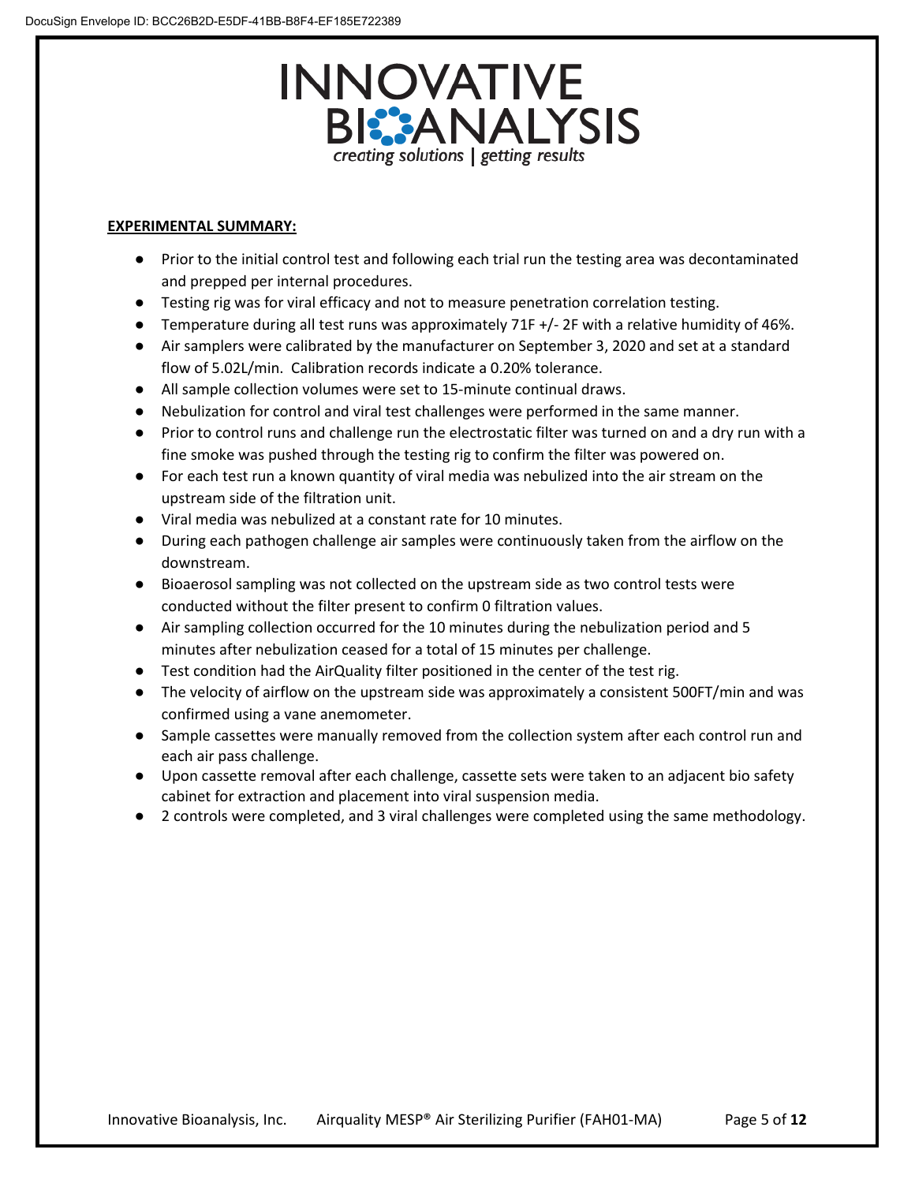**EXPERIMENTAL SUMMARY:**

- Prior to the initial control test and following each trial run the testing area was decontaminated and prepped per internal procedures.
- Testing rig was for viral efficacy and not to measure penetration correlation testing.
- Temperature during all test runs was approximately 71F +/- 2F with a relative humidity of 46%.
- Air samplers were calibrated by the manufacturer on September 3, 2020 and set at a standard flow of 5.02L/min. Calibration records indicate a 0.20% tolerance.
- All sample collection volumes were set to 15-minute continual draws.
- Nebulization for control and viral test challenges were performed in the same manner.
- Prior to control runs and challenge run the electrostatic filter was turned on and a dry run with a fine smoke was pushed through the testing rig to confirm the filter was powered on.
- For each test run a known quantity of viral media was nebulized into the air stream on the upstream side of the filtration unit.
- Viral media was nebulized at a constant rate for 10 minutes.
- During each pathogen challenge air samples were continuously taken from the airflow on the downstream.
- Bioaerosol sampling was not collected on the upstream side as two control tests were conducted without the filter present to confirm 0 filtration values.
- Air sampling collection occurred for the 10 minutes during the nebulization period and 5 minutes after nebulization ceased for a total of 15 minutes per challenge.
- Test condition had the AirQuality filter positioned in the center of the test rig.
- The velocity of airflow on the upstream side was approximately a consistent 500FT/min and was confirmed using a vane anemometer.
- Sample cassettes were manually removed from the collection system after each control run and each air pass challenge.
- Upon cassette removal after each challenge, cassette sets were taken to an adjacent bio safety cabinet for extraction and placement into viral suspension media.
- 2 controls were completed, and 3 viral challenges were completed using the same methodology.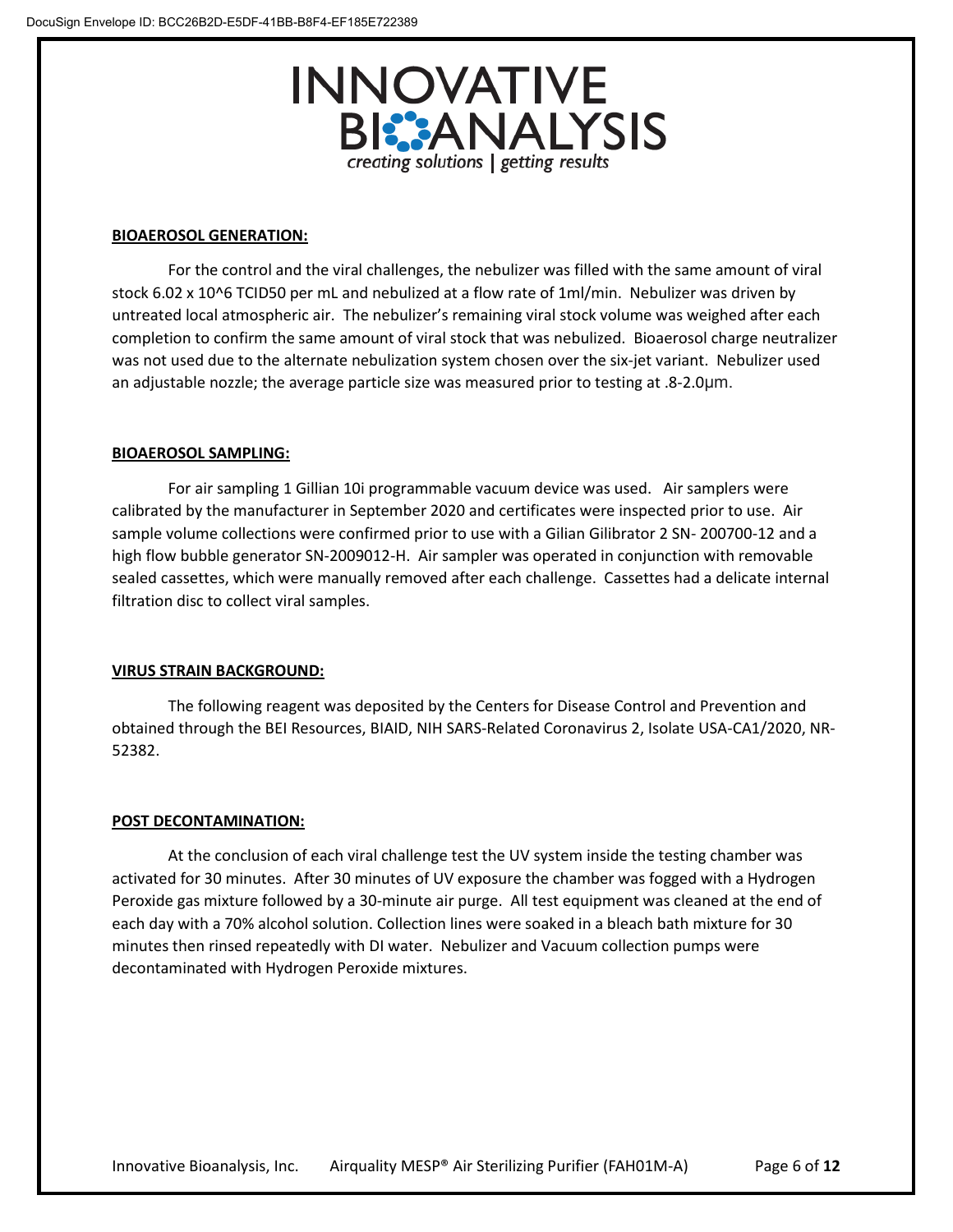## BIOAEROSOL GENERATION:

For the control and the viral challenges, the nebulizer was filled with the same amount of viral stock 6.02 x 10^6 TCID50 per mL and nebulized at a flow rate of 1ml/min. Nebulizer was driven by untreated local atmospheric air. The nebulizer's remaining viral stock volume was weighed after each completion to confirm the same amount of viral stock that was nebulized. Bioaerosol charge neutralizer was not used due to the alternate nebulization system chosen over the six-jet variant. Nebulizer used an adjustable nozzle; the average particle size was measured prior to testing at .8-2.0µm.

## BIOAEROSOL SAMPLING:

For air sampling 1 Gillian 10i programmable vacuum device was used. Air samplers were calibrated by the manufacturer in September 2020 and certificates were inspected prior to use. Air sample volume collections were confirmed prior to use with a Gilian Gilibrator 2 SN- 200700-12 and a high flow bubble generator SN-2009012-H. Air sampler was operated in conjunction with removable sealed cassettes, which were manually removed after each challenge. Cassettes had a delicate internal filtration disc to collect viral samples.

## VIRUS STRAIN BACKGROUND:

The following reagent was deposited by the Centers for Disease Control and Prevention and obtained through the BEI Resources, BIAID, NIH SARS-Related Coronavirus 2, Isolate USA-CA1/2020, NR-52382.

## POST DECONTAMINATION:

At the conclusion of each viral challenge test the UV system inside the testing chamber was activated for 30 minutes. After 30 minutes of UV exposure the chamber was fogged with a Hydrogen Peroxide gas mixture followed by a 30-minute air purge. All test equipment was cleaned at the end of each day with a 70% alcohol solution. Collection lines were soaked in a bleach bath mixture for 30 minutes then rinsed repeatedly with DI water. Nebulizer and Vacuum collection pumps were decontaminated with Hydrogen Peroxide mixtures.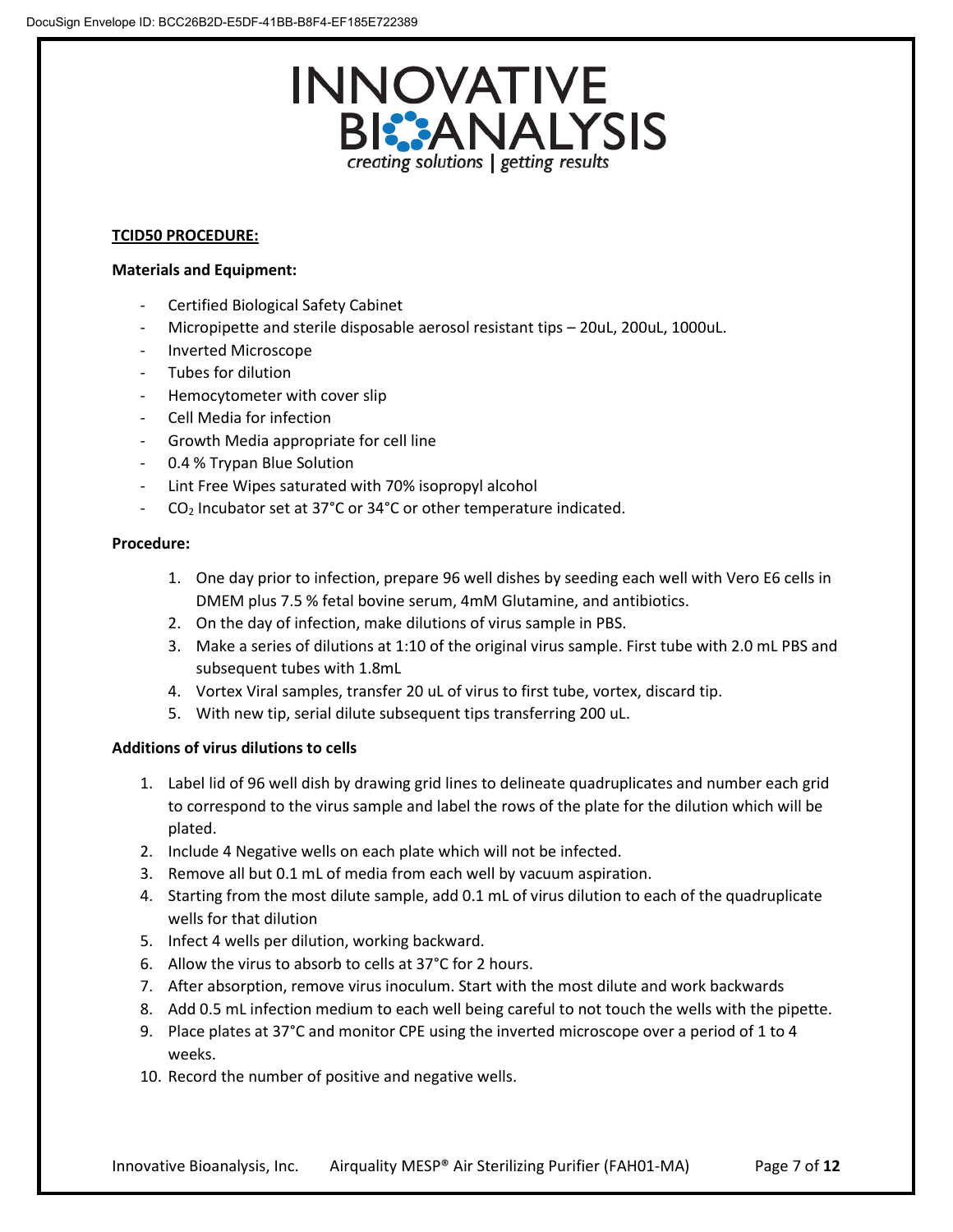**TCID50 PROCEDURE:**

**Materials and Equipment:**

- Certified Biological Safety Cabinet
- Micropipette and sterile disposable aerosol resistant tips – 20uL, 200uL, 1000uL.
- Inverted Microscope
- Tubes for dilution
- Hemocytometer with cover slip
- Cell Media for infection
- Growth Media appropriate for cell line
- 0.4 % Trypan Blue Solution
- Lint Free Wipes saturated with 70% isopropyl alcohol
- $CO_2$ Incubator set at 37°C or 34°C or other temperature indicated.

**Procedure:**

1. One day prior to infection, prepare 96 well dishes by seeding each well with Vero E6 cells in DMEM plus 7.5 % fetal bovine serum, 4mM Glutamine, and antibiotics.
2. On the day of infection, make dilutions of virus sample in PBS.
3. Make a series of dilutions at 1:10 of the original virus sample. First tube with 2.0 mL PBS and subsequent tubes with 1.8mL
4. Vortex Viral samples, transfer 20 uL of virus to first tube, vortex, discard tip.
5. With new tip, serial dilute subsequent tips transferring 200 uL.

**Additions of virus dilutions to cells**

1. Label lid of 96 well dish by drawing grid lines to delineate quadruplicates and number each grid to correspond to the virus sample and label the rows of the plate for the dilution which will be plated.
2. Include 4 Negative wells on each plate which will not be infected.
3. Remove all but 0.1 mL of media from each well by vacuum aspiration.
4. Starting from the most dilute sample, add 0.1 mL of virus dilution to each of the quadruplicate wells for that dilution
5. Infect 4 wells per dilution, working backward.
6. Allow the virus to absorb to cells at 37°C for 2 hours.
7. After absorption, remove virus inoculum. Start with the most dilute and work backwards
8. Add 0.5 mL infection medium to each well being careful to not touch the wells with the pipette.
9. Place plates at 37°C and monitor CPE using the inverted microscope over a period of 1 to 4 weeks.
10. Record the number of positive and negative wells.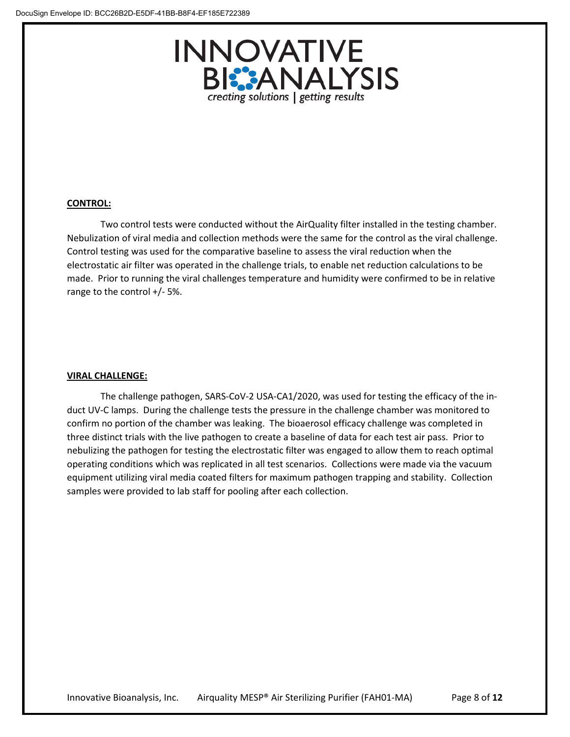**CONTROL:**

Two control tests were conducted without the AirQuality filter installed in the testing chamber. Nebulization of viral media and collection methods were the same for the control as the viral challenge. Control testing was used for the comparative baseline to assess the viral reduction when the electrostatic air filter was operated in the challenge trials, to enable net reduction calculations to be made. Prior to running the viral challenges temperature and humidity were confirmed to be in relative range to the control +/- 5%.

**VIRAL CHALLENGE:**

The challenge pathogen, SARS-CoV-2 USA-CA1/2020, was used for testing the efficacy of the in-duct UV-C lamps. During the challenge tests the pressure in the challenge chamber was monitored to confirm no portion of the chamber was leaking. The bioaerosol efficacy challenge was completed in three distinct trials with the live pathogen to create a baseline of data for each test air pass. Prior to nebulizing the pathogen for testing the electrostatic filter was engaged to allow them to reach optimal operating conditions which was replicated in all test scenarios. Collections were made via the vacuum equipment utilizing viral media coated filters for maximum pathogen trapping and stability. Collection samples were provided to lab staff for pooling after each collection.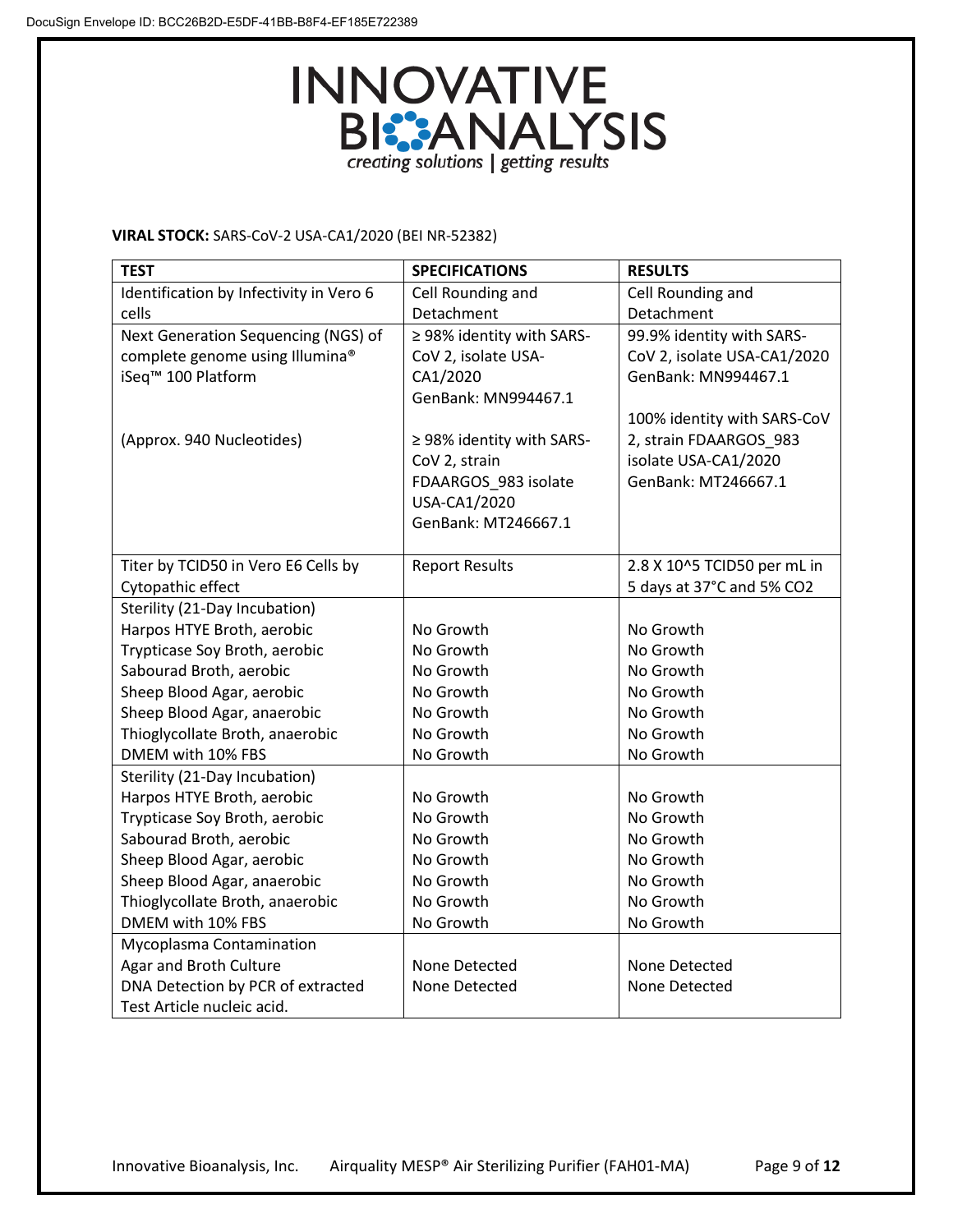**VIRAL STOCK:** SARS-CoV-2 USA-CA1/2020 (BEI NR-52382)

| TEST | SPECIFICATIONS | RESULTS |
|---|---|---|
| Identification by Infectivity in Vero 6 cells | Cell Rounding and Detachment | Cell Rounding and Detachment |
| Next Generation Sequencing (NGS) of complete genome using Illumina® iSeq™ 100 Platform<br><br>(Approx. 940 Nucleotides) | ≥ 98% identity with SARS-CoV 2, isolate USA-CA1/2020 GenBank: MN994467.1<br><br>≥ 98% identity with SARS-CoV 2, strain FDAARGOS_983 isolate USA-CA1/2020 GenBank: MT246667.1 | 99.9% identity with SARS-CoV 2, isolate USA-CA1/2020 GenBank: MN994467.1<br><br>100% identity with SARS-CoV 2, strain FDAARGOS_983 isolate USA-CA1/2020 GenBank: MT246667.1 |
| Titer by TCID50 in Vero E6 Cells by Cytopathic effect | Report Results | 2.8 X 10^5 TCID50 per mL in 5 days at 37°C and 5% CO2 |
| Sterility (21-Day Incubation)<br>Harpos HTYE Broth, aerobic<br>Trypticase Soy Broth, aerobic<br>Sabourad Broth, aerobic<br>Sheep Blood Agar, aerobic<br>Sheep Blood Agar, anaerobic<br>Thioglycollate Broth, anaerobic<br>DMEM with 10% FBS | <br>No Growth<br>No Growth<br>No Growth<br>No Growth<br>No Growth<br>No Growth<br>No Growth | <br>No Growth<br>No Growth<br>No Growth<br>No Growth<br>No Growth<br>No Growth<br>No Growth |
| Sterility (21-Day Incubation)<br>Harpos HTYE Broth, aerobic<br>Trypticase Soy Broth, aerobic<br>Sabourad Broth, aerobic<br>Sheep Blood Agar, aerobic<br>Sheep Blood Agar, anaerobic<br>Thioglycollate Broth, anaerobic<br>DMEM with 10% FBS | <br>No Growth<br>No Growth<br>No Growth<br>No Growth<br>No Growth<br>No Growth<br>No Growth | <br>No Growth<br>No Growth<br>No Growth<br>No Growth<br>No Growth<br>No Growth<br>No Growth |
| Mycoplasma Contamination<br>Agar and Broth Culture<br>DNA Detection by PCR of extracted Test Article nucleic acid. | <br>None Detected<br>None Detected | <br>None Detected<br>None Detected |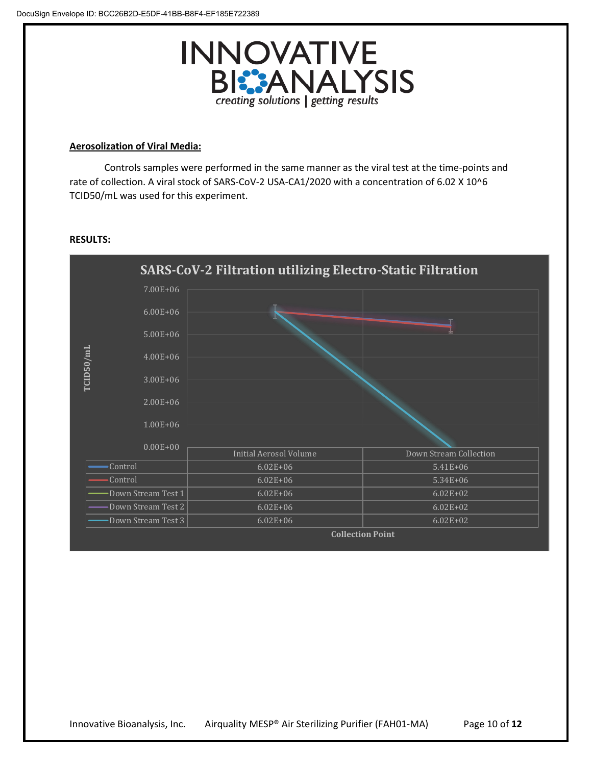## Aerosolization of Viral Media:

Controls samples were performed in the same manner as the viral test at the time-points and rate of collection. A viral stock of SARS-CoV-2 USA-CA1/2020 with a concentration of 6.02 X 10^6 TCID50/mL was used for this experiment.

**RESULTS:**

**SARS-CoV-2 Filtration utilizing Electro-Static Filtration**

| | Initial Aerosol Volume | Down Stream Collection |
|---|---|---|
| Control | 6.02E+06 | 5.41E+06 |
| Control | 6.02E+06 | 5.34E+06 |
| Down Stream Test 1 | 6.02E+06 | 6.02E+02 |
| Down Stream Test 2 | 6.02E+06 | 6.02E+02 |
| Down Stream Test 3 | 6.02E+06 | 6.02E+02 |

Collection Point

TCID50/mL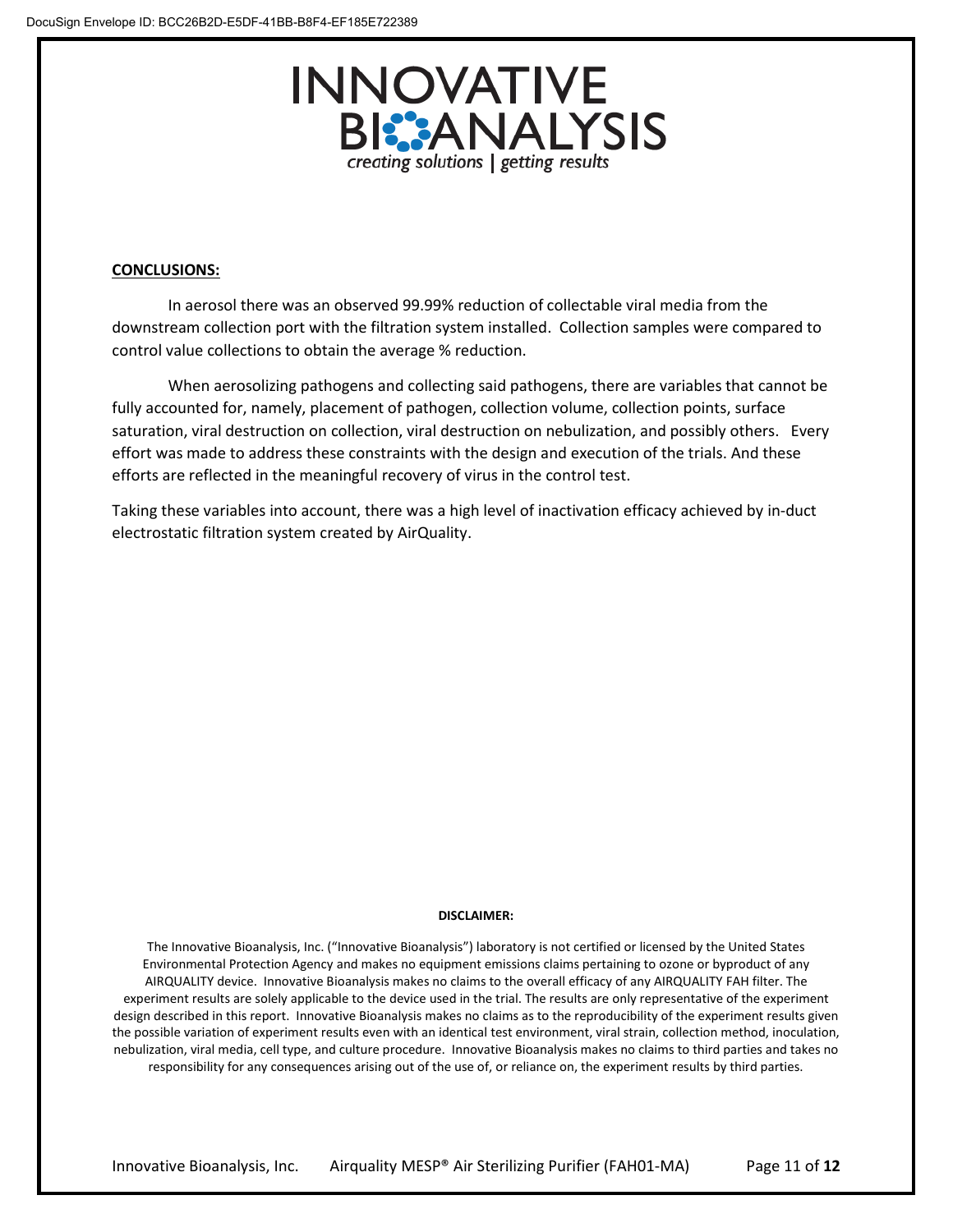**CONCLUSIONS:**

In aerosol there was an observed 99.99% reduction of collectable viral media from the downstream collection port with the filtration system installed. Collection samples were compared to control value collections to obtain the average % reduction.

When aerosolizing pathogens and collecting said pathogens, there are variables that cannot be fully accounted for, namely, placement of pathogen, collection volume, collection points, surface saturation, viral destruction on collection, viral destruction on nebulization, and possibly others. Every effort was made to address these constraints with the design and execution of the trials. And these efforts are reflected in the meaningful recovery of virus in the control test.

Taking these variables into account, there was a high level of inactivation efficacy achieved by in-duct electrostatic filtration system created by AirQuality.

**DISCLAIMER:**

The Innovative Bioanalysis, Inc. ("Innovative Bioanalysis") laboratory is not certified or licensed by the United States Environmental Protection Agency and makes no equipment emissions claims pertaining to ozone or byproduct of any AIRQUALITY device. Innovative Bioanalysis makes no claims to the overall efficacy of any AIRQUALITY FAH filter. The experiment results are solely applicable to the device used in the trial. The results are only representative of the experiment design described in this report. Innovative Bioanalysis makes no claims as to the reproducibility of the experiment results given the possible variation of experiment results even with an identical test environment, viral strain, collection method, inoculation, nebulization, viral media, cell type, and culture procedure. Innovative Bioanalysis makes no claims to third parties and takes no responsibility for any consequences arising out of the use of, or reliance on, the experiment results by third parties.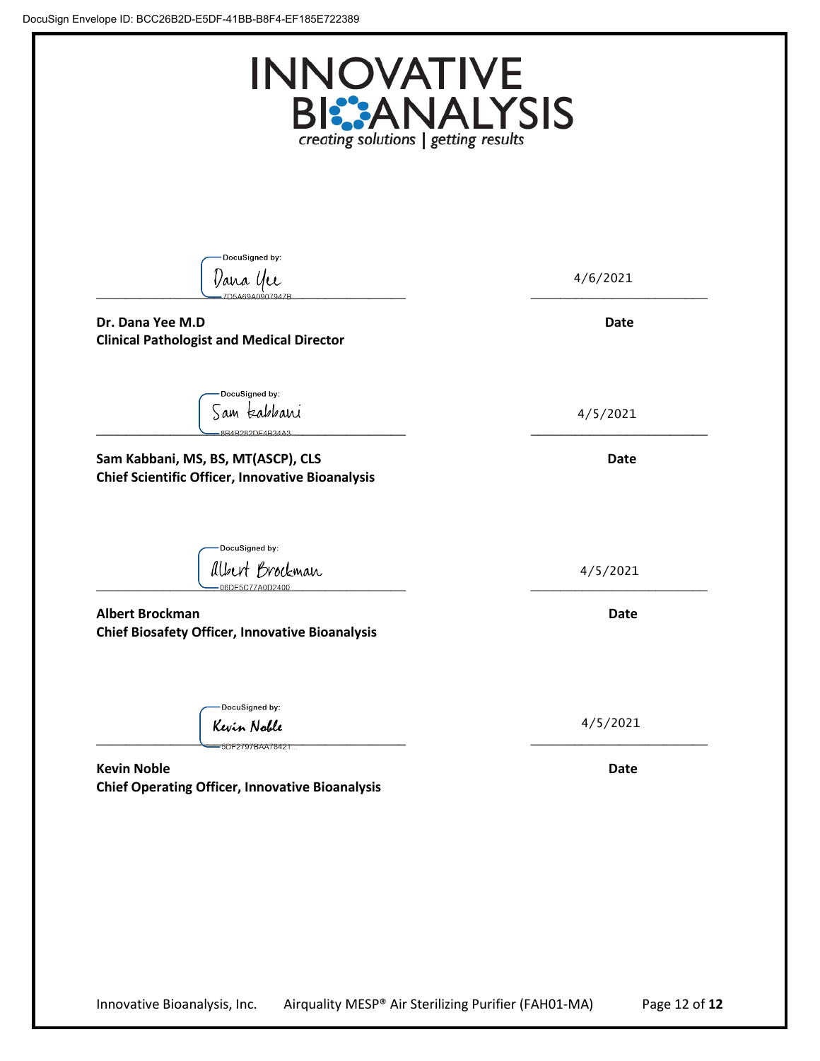DocuSign Envelope ID: BCC26B2D-E5DF-41BB-B8F4-EF185E722389

INNOVATIVE BIOANALYSIS

*creating solutions | getting results*

DocuSigned by:
Dana Yee
7D5A69A0907947B...

4/6/2021

**Dr. Dana Yee M.D**
**Clinical Pathologist and Medical Director**

**Date**

DocuSigned by:
Sam Kabbani
8B4B282DE4B34A3...

4/5/2021

**Sam Kabbani, MS, BS, MT(ASCP), CLS**
**Chief Scientific Officer, Innovative Bioanalysis**

**Date**

DocuSigned by:
Albert Brockman
06DE5C77A0D2400...

4/5/2021

**Albert Brockman**
**Chief Biosafety Officer, Innovative Bioanalysis**

**Date**

DocuSigned by:
Kevin Noble
5DF2797BAA78421...

4/5/2021

**Kevin Noble**
**Chief Operating Officer, Innovative Bioanalysis**

**Date**